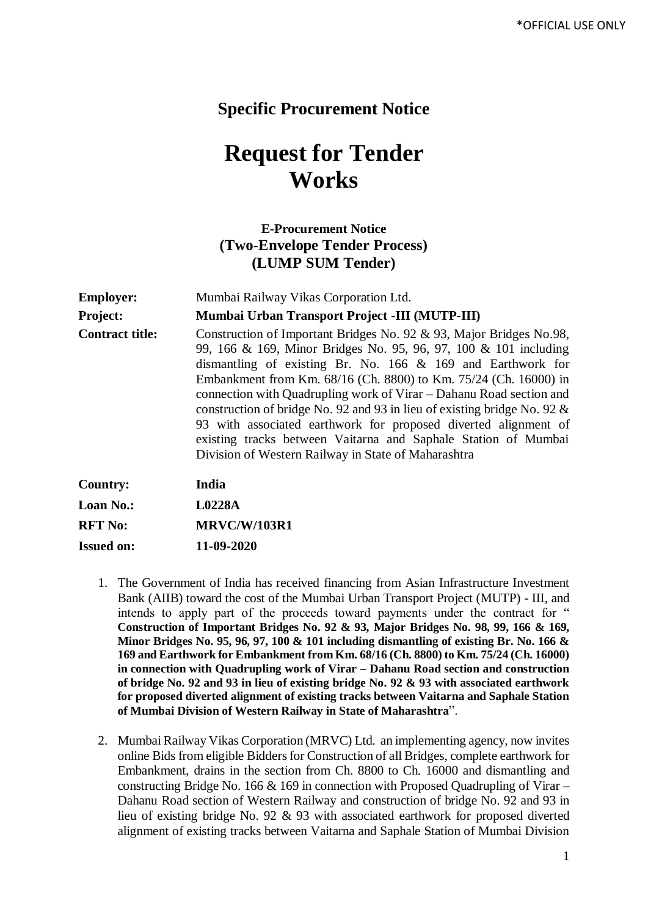*OFFICIAL USE ONLY

## Specific Procurement Notice

# Request for Tender Works

### E-Procurement Notice
### (Two-Envelope Tender Process)
### (LUMP SUM Tender)

| | |
|---|---|
| **Employer:** | Mumbai Railway Vikas Corporation Ltd. |
| **Project:** | **Mumbai Urban Transport Project -III (MUTP-III)** |
| **Contract title:** | Construction of Important Bridges No. 92 & 93, Major Bridges No.98, 99, 166 & 169, Minor Bridges No. 95, 96, 97, 100 & 101 including dismantling of existing Br. No. 166 & 169 and Earthwork for Embankment from Km. 68/16 (Ch. 8800) to Km. 75/24 (Ch. 16000) in connection with Quadrupling work of Virar – Dahanu Road section and construction of bridge No. 92 and 93 in lieu of existing bridge No. 92 & 93 with associated earthwork for proposed diverted alignment of existing tracks between Vaitarna and Saphale Station of Mumbai Division of Western Railway in State of Maharashtra |
| **Country:** | **India** |
| **Loan No.:** | **L0228A** |
| **RFT No:** | **MRVC/W/103R1** |
| **Issued on:** | **11-09-2020** |

1. The Government of India has received financing from Asian Infrastructure Investment Bank (AIIB) toward the cost of the Mumbai Urban Transport Project (MUTP) - III, and intends to apply part of the proceeds toward payments under the contract for " **Construction of Important Bridges No. 92 & 93, Major Bridges No. 98, 99, 166 & 169, Minor Bridges No. 95, 96, 97, 100 & 101 including dismantling of existing Br. No. 166 & 169 and Earthwork for Embankment from Km. 68/16 (Ch. 8800) to Km. 75/24 (Ch. 16000) in connection with Quadrupling work of Virar – Dahanu Road section and construction of bridge No. 92 and 93 in lieu of existing bridge No. 92 & 93 with associated earthwork for proposed diverted alignment of existing tracks between Vaitarna and Saphale Station of Mumbai Division of Western Railway in State of Maharashtra**".

2. Mumbai Railway Vikas Corporation (MRVC) Ltd. an implementing agency, now invites online Bids from eligible Bidders for Construction of all Bridges, complete earthwork for Embankment, drains in the section from Ch. 8800 to Ch. 16000 and dismantling and constructing Bridge No. 166 & 169 in connection with Proposed Quadrupling of Virar – Dahanu Road section of Western Railway and construction of bridge No. 92 and 93 in lieu of existing bridge No. 92 & 93 with associated earthwork for proposed diverted alignment of existing tracks between Vaitarna and Saphale Station of Mumbai Division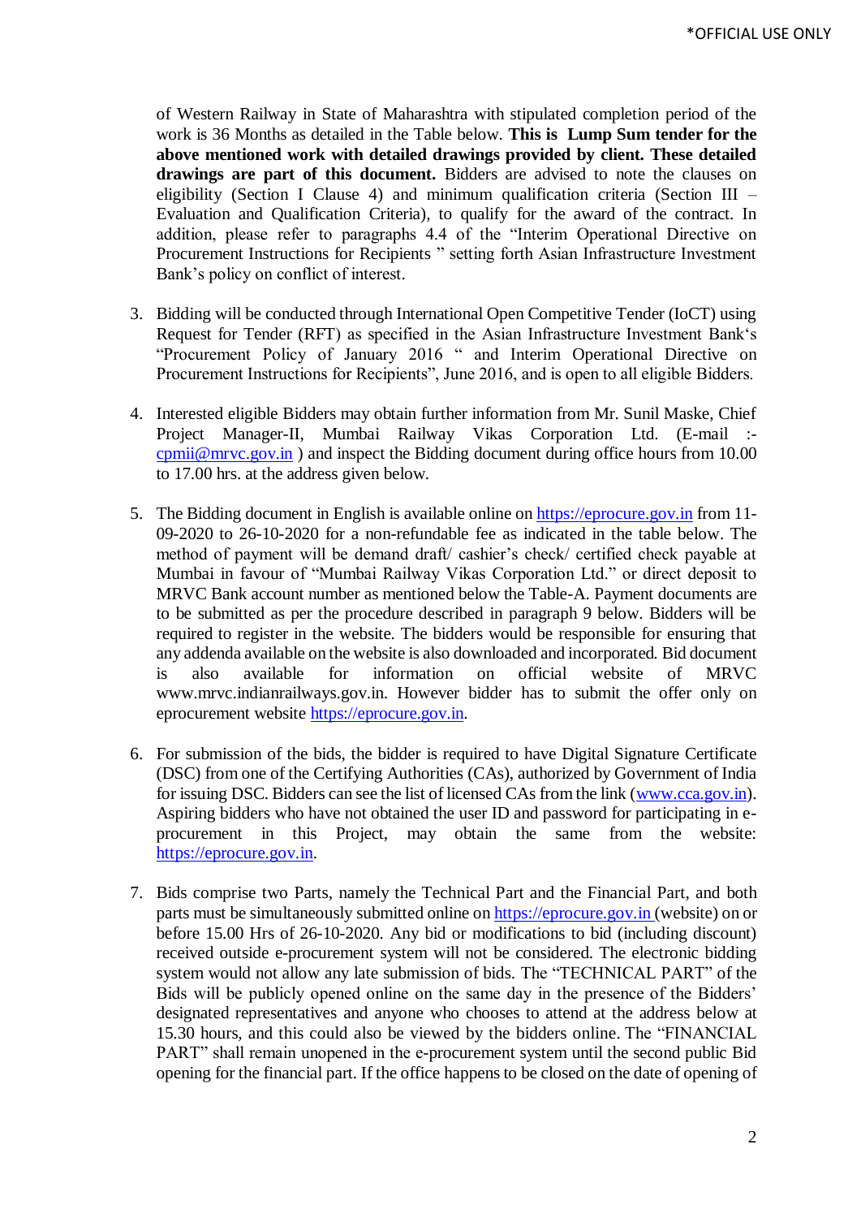of Western Railway in State of Maharashtra with stipulated completion period of the work is 36 Months as detailed in the Table below. **This is Lump Sum tender for the above mentioned work with detailed drawings provided by client. These detailed drawings are part of this document.** Bidders are advised to note the clauses on eligibility (Section I Clause 4) and minimum qualification criteria (Section III – Evaluation and Qualification Criteria), to qualify for the award of the contract. In addition, please refer to paragraphs 4.4 of the "Interim Operational Directive on Procurement Instructions for Recipients " setting forth Asian Infrastructure Investment Bank's policy on conflict of interest.

3. Bidding will be conducted through International Open Competitive Tender (IoCT) using Request for Tender (RFT) as specified in the Asian Infrastructure Investment Bank's "Procurement Policy of January 2016 " and Interim Operational Directive on Procurement Instructions for Recipients", June 2016, and is open to all eligible Bidders.

4. Interested eligible Bidders may obtain further information from Mr. Sunil Maske, Chief Project Manager-II, Mumbai Railway Vikas Corporation Ltd. (E-mail :- cpmii@mrvc.gov.in ) and inspect the Bidding document during office hours from 10.00 to 17.00 hrs. at the address given below.

5. The Bidding document in English is available online on https://eprocure.gov.in from 11-09-2020 to 26-10-2020 for a non-refundable fee as indicated in the table below. The method of payment will be demand draft/ cashier's check/ certified check payable at Mumbai in favour of "Mumbai Railway Vikas Corporation Ltd." or direct deposit to MRVC Bank account number as mentioned below the Table-A. Payment documents are to be submitted as per the procedure described in paragraph 9 below. Bidders will be required to register in the website. The bidders would be responsible for ensuring that any addenda available on the website is also downloaded and incorporated. Bid document is also available for information on official website of MRVC www.mrvc.indianrailways.gov.in. However bidder has to submit the offer only on eprocurement website https://eprocure.gov.in.

6. For submission of the bids, the bidder is required to have Digital Signature Certificate (DSC) from one of the Certifying Authorities (CAs), authorized by Government of India for issuing DSC. Bidders can see the list of licensed CAs from the link (www.cca.gov.in). Aspiring bidders who have not obtained the user ID and password for participating in e-procurement in this Project, may obtain the same from the website: https://eprocure.gov.in.

7. Bids comprise two Parts, namely the Technical Part and the Financial Part, and both parts must be simultaneously submitted online on https://eprocure.gov.in (website) on or before 15.00 Hrs of 26-10-2020. Any bid or modifications to bid (including discount) received outside e-procurement system will not be considered. The electronic bidding system would not allow any late submission of bids. The "TECHNICAL PART" of the Bids will be publicly opened online on the same day in the presence of the Bidders' designated representatives and anyone who chooses to attend at the address below at 15.30 hours, and this could also be viewed by the bidders online. The "FINANCIAL PART" shall remain unopened in the e-procurement system until the second public Bid opening for the financial part. If the office happens to be closed on the date of opening of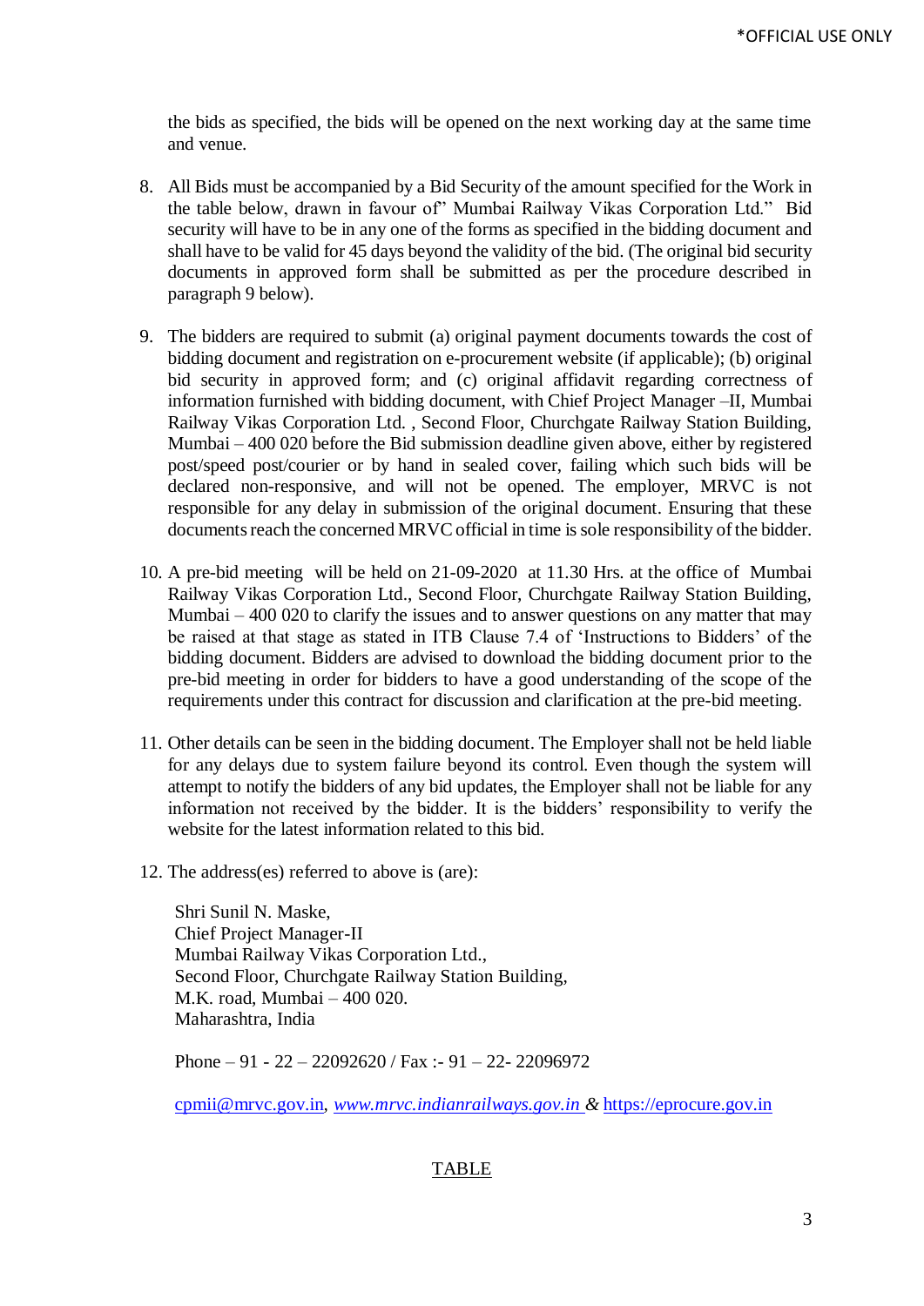the bids as specified, the bids will be opened on the next working day at the same time and venue.

8. All Bids must be accompanied by a Bid Security of the amount specified for the Work in the table below, drawn in favour of" Mumbai Railway Vikas Corporation Ltd." Bid security will have to be in any one of the forms as specified in the bidding document and shall have to be valid for 45 days beyond the validity of the bid. (The original bid security documents in approved form shall be submitted as per the procedure described in paragraph 9 below).

9. The bidders are required to submit (a) original payment documents towards the cost of bidding document and registration on e-procurement website (if applicable); (b) original bid security in approved form; and (c) original affidavit regarding correctness of information furnished with bidding document, with Chief Project Manager –II, Mumbai Railway Vikas Corporation Ltd. , Second Floor, Churchgate Railway Station Building, Mumbai – 400 020 before the Bid submission deadline given above, either by registered post/speed post/courier or by hand in sealed cover, failing which such bids will be declared non-responsive, and will not be opened. The employer, MRVC is not responsible for any delay in submission of the original document. Ensuring that these documents reach the concerned MRVC official in time is sole responsibility of the bidder.

10. A pre-bid meeting will be held on 21-09-2020 at 11.30 Hrs. at the office of Mumbai Railway Vikas Corporation Ltd., Second Floor, Churchgate Railway Station Building, Mumbai – 400 020 to clarify the issues and to answer questions on any matter that may be raised at that stage as stated in ITB Clause 7.4 of 'Instructions to Bidders' of the bidding document. Bidders are advised to download the bidding document prior to the pre-bid meeting in order for bidders to have a good understanding of the scope of the requirements under this contract for discussion and clarification at the pre-bid meeting.

11. Other details can be seen in the bidding document. The Employer shall not be held liable for any delays due to system failure beyond its control. Even though the system will attempt to notify the bidders of any bid updates, the Employer shall not be liable for any information not received by the bidder. It is the bidders' responsibility to verify the website for the latest information related to this bid.

12. The address(es) referred to above is (are):

    Shri Sunil N. Maske,
    Chief Project Manager-II
    Mumbai Railway Vikas Corporation Ltd.,
    Second Floor, Churchgate Railway Station Building,
    M.K. road, Mumbai – 400 020.
    Maharashtra, India

    Phone – 91 - 22 – 22092620 / Fax :- 91 – 22- 22096972

    cpmii@mrvc.gov.in, *www.mrvc.indianrailways.gov.in* & https://eprocure.gov.in

<u>TABLE</u>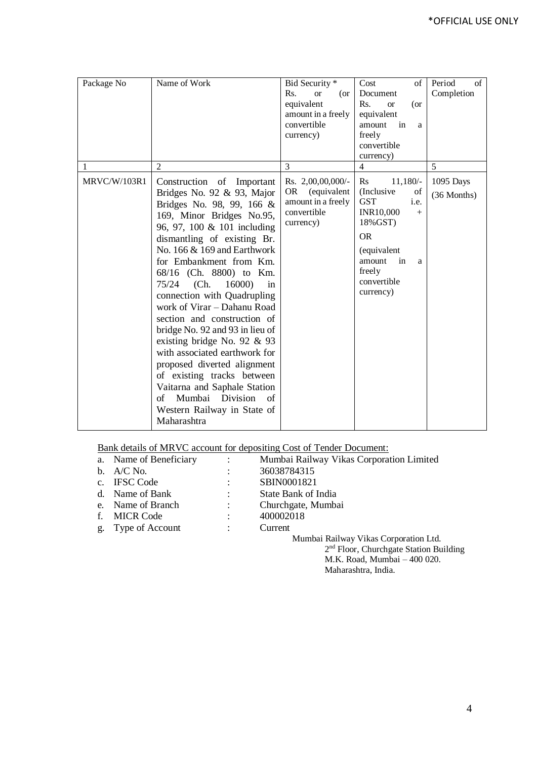| Package No | Name of Work | Bid Security * Rs. or (or equivalent amount in a freely convertible currency) | Cost of Document Rs. or (or equivalent amount in a freely convertible currency) | Period of Completion |
|---|---|---|---|---|
| 1 | 2 | 3 | 4 | 5 |
| MRVC/W/103R1 | Construction of Important Bridges No. 92 & 93, Major Bridges No. 98, 99, 166 & 169, Minor Bridges No.95, 96, 97, 100 & 101 including dismantling of existing Br. No. 166 & 169 and Earthwork for Embankment from Km. 68/16 (Ch. 8800) to Km. 75/24 (Ch. 16000) in connection with Quadrupling work of Virar – Dahanu Road section and construction of bridge No. 92 and 93 in lieu of existing bridge No. 92 & 93 with associated earthwork for proposed diverted alignment of existing tracks between Vaitarna and Saphale Station of Mumbai Division of Western Railway in State of Maharashtra | Rs. 2,00,00,000/- OR (equivalent amount in a freely convertible currency) | Rs 11,180/- (Inclusive of GST i.e. INR10,000 + 18%GST) OR (equivalent amount in a freely convertible currency) | 1095 Days (36 Months) |

Bank details of MRVC account for depositing Cost of Tender Document:

a. Name of Beneficiary : Mumbai Railway Vikas Corporation Limited
b. A/C No. : 36038784315
c. IFSC Code : SBIN0001821
d. Name of Bank : State Bank of India
e. Name of Branch : Churchgate, Mumbai
f. MICR Code : 400002018
g. Type of Account : Current

Mumbai Railway Vikas Corporation Ltd.
2nd Floor, Churchgate Station Building
M.K. Road, Mumbai – 400 020.
Maharashtra, India.